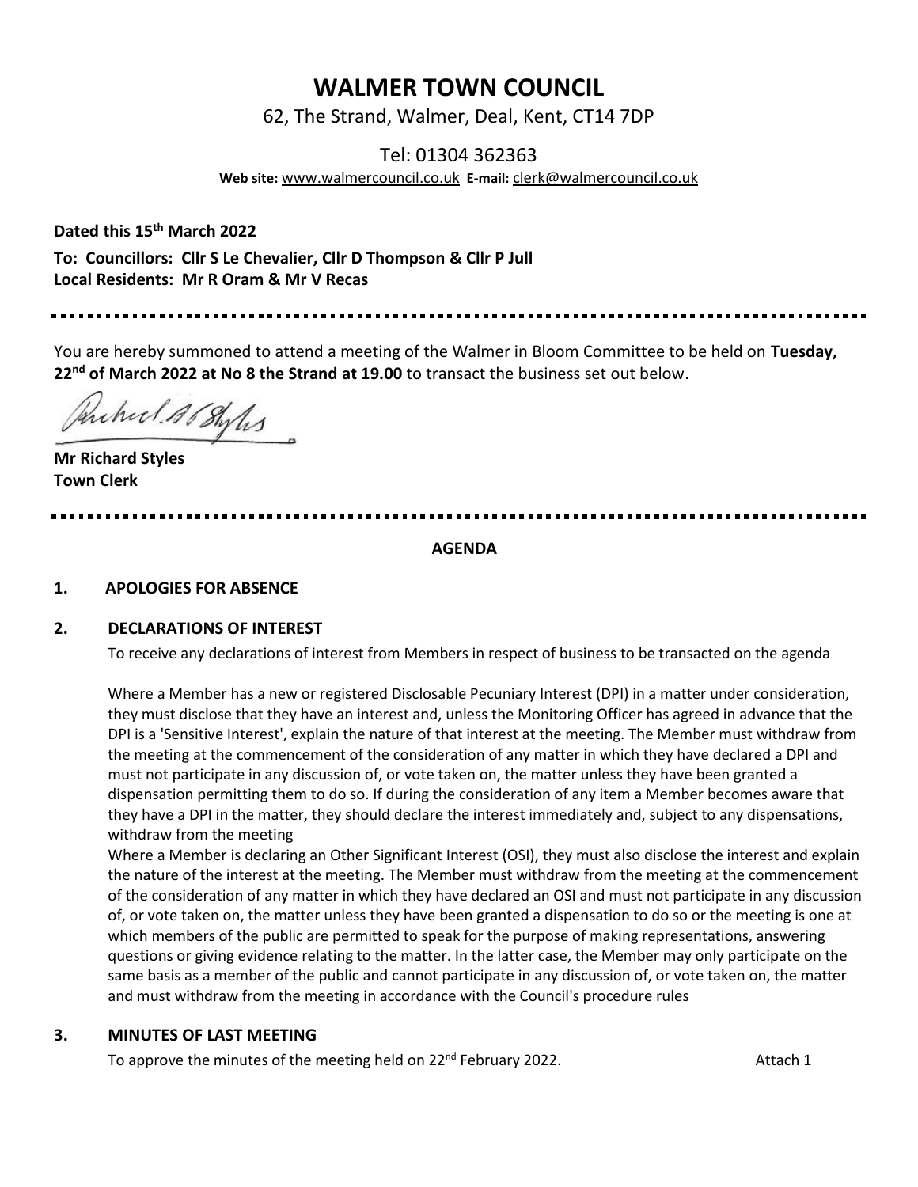# WALMER TOWN COUNCIL

62, The Strand, Walmer, Deal, Kent, CT14 7DP

Tel: 01304 362363

**Web site:** www.walmercouncil.co.uk **E-mail:** clerk@walmercouncil.co.uk

**Dated this 15th March 2022**

**To: Councillors: Cllr S Le Chevalier, Cllr D Thompson & Cllr P Jull**
**Local Residents: Mr R Oram & Mr V Recas**

---

You are hereby summoned to attend a meeting of the Walmer in Bloom Committee to be held on **Tuesday, 22nd of March 2022 at No 8 the Strand at 19.00** to transact the business set out below.

**Mr Richard Styles**
**Town Clerk**

---

**AGENDA**

**1. APOLOGIES FOR ABSENCE**

**2. DECLARATIONS OF INTEREST**

To receive any declarations of interest from Members in respect of business to be transacted on the agenda

Where a Member has a new or registered Disclosable Pecuniary Interest (DPI) in a matter under consideration, they must disclose that they have an interest and, unless the Monitoring Officer has agreed in advance that the DPI is a 'Sensitive Interest', explain the nature of that interest at the meeting. The Member must withdraw from the meeting at the commencement of the consideration of any matter in which they have declared a DPI and must not participate in any discussion of, or vote taken on, the matter unless they have been granted a dispensation permitting them to do so. If during the consideration of any item a Member becomes aware that they have a DPI in the matter, they should declare the interest immediately and, subject to any dispensations, withdraw from the meeting

Where a Member is declaring an Other Significant Interest (OSI), they must also disclose the interest and explain the nature of the interest at the meeting. The Member must withdraw from the meeting at the commencement of the consideration of any matter in which they have declared an OSI and must not participate in any discussion of, or vote taken on, the matter unless they have been granted a dispensation to do so or the meeting is one at which members of the public are permitted to speak for the purpose of making representations, answering questions or giving evidence relating to the matter. In the latter case, the Member may only participate on the same basis as a member of the public and cannot participate in any discussion of, or vote taken on, the matter and must withdraw from the meeting in accordance with the Council's procedure rules

**3. MINUTES OF LAST MEETING**

To approve the minutes of the meeting held on 22nd February 2022. Attach 1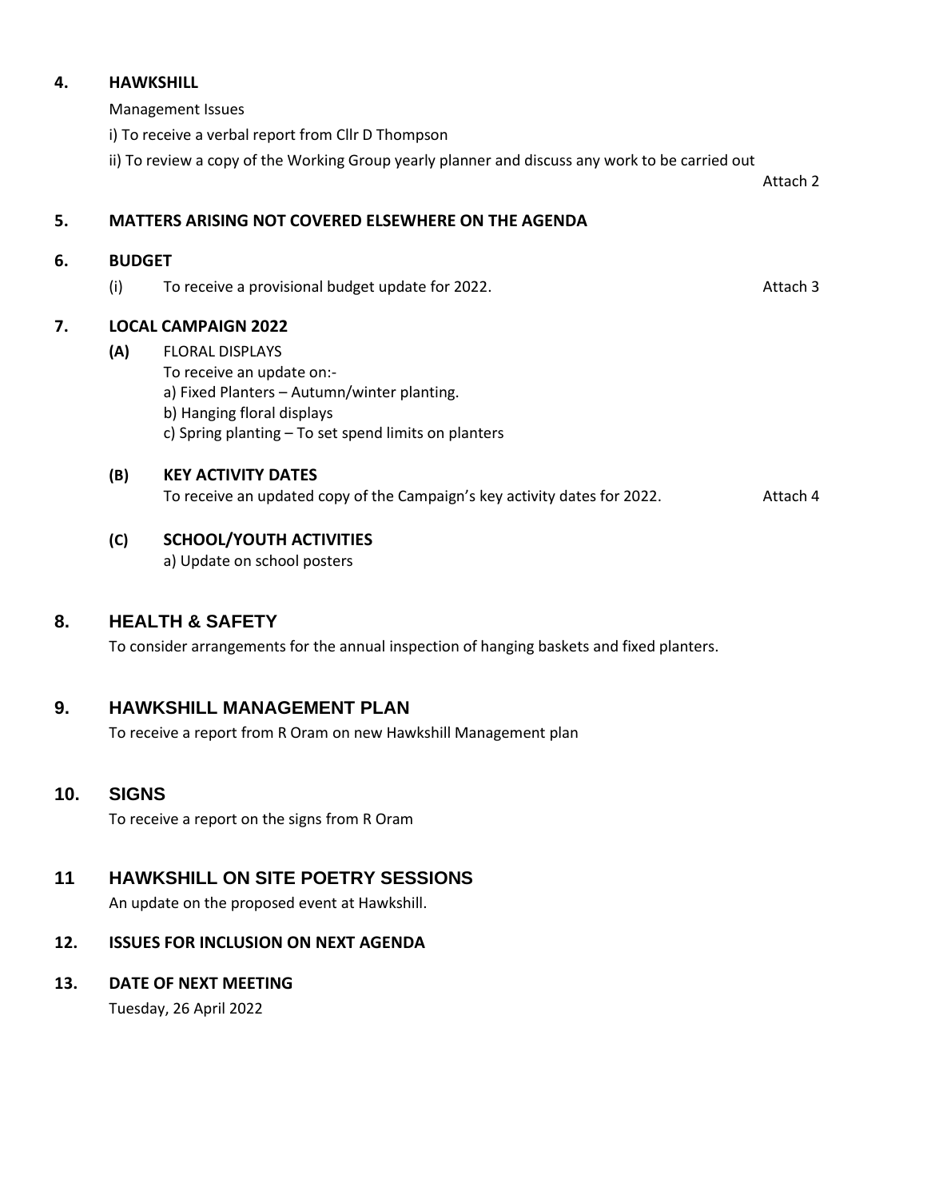## 4. HAWKSHILL

Management Issues

i) To receive a verbal report from Cllr D Thompson

ii) To review a copy of the Working Group yearly planner and discuss any work to be carried out

Attach 2

## 5. MATTERS ARISING NOT COVERED ELSEWHERE ON THE AGENDA

## 6. BUDGET

(i) To receive a provisional budget update for 2022. Attach 3

## 7. LOCAL CAMPAIGN 2022

**(A)** FLORAL DISPLAYS

To receive an update on:-

a) Fixed Planters – Autumn/winter planting.

b) Hanging floral displays

c) Spring planting – To set spend limits on planters

**(B) KEY ACTIVITY DATES**

To receive an updated copy of the Campaign's key activity dates for 2022. Attach 4

**(C) SCHOOL/YOUTH ACTIVITIES**

a) Update on school posters

## 8. HEALTH & SAFETY

To consider arrangements for the annual inspection of hanging baskets and fixed planters.

## 9. HAWKSHILL MANAGEMENT PLAN

To receive a report from R Oram on new Hawkshill Management plan

## 10. SIGNS

To receive a report on the signs from R Oram

## 11 HAWKSHILL ON SITE POETRY SESSIONS

An update on the proposed event at Hawkshill.

## 12. ISSUES FOR INCLUSION ON NEXT AGENDA

## 13. DATE OF NEXT MEETING

Tuesday, 26 April 2022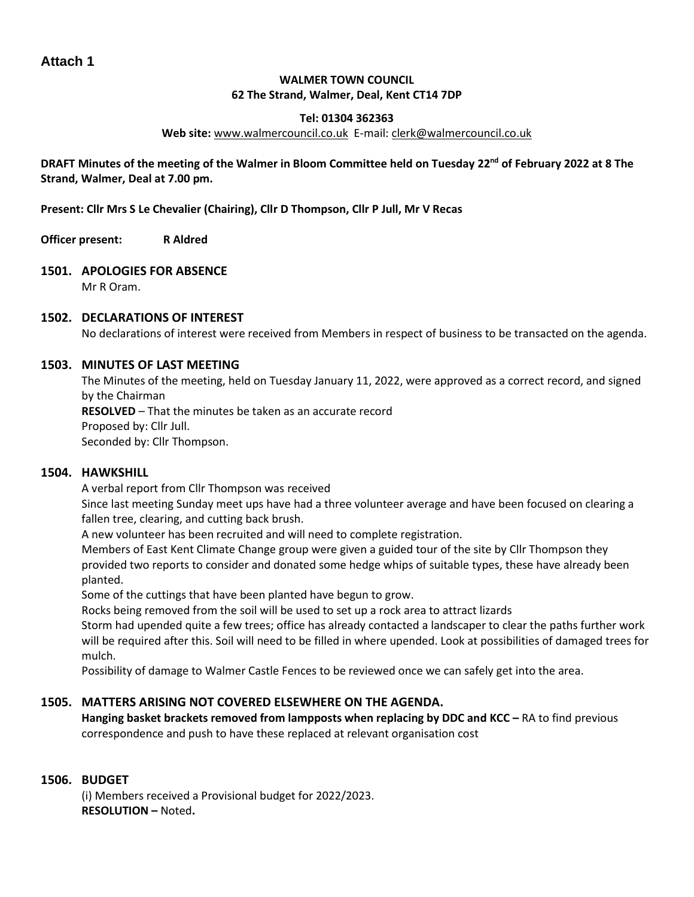**Attach 1**

**WALMER TOWN COUNCIL**
**62 The Strand, Walmer, Deal, Kent CT14 7DP**

**Tel: 01304 362363**
**Web site:** www.walmercouncil.co.uk E-mail: clerk@walmercouncil.co.uk

**DRAFT Minutes of the meeting of the Walmer in Bloom Committee held on Tuesday 22nd of February 2022 at 8 The Strand, Walmer, Deal at 7.00 pm.**

**Present: Cllr Mrs S Le Chevalier (Chairing), Cllr D Thompson, Cllr P Jull, Mr V Recas**

**Officer present: R Aldred**

## 1501. APOLOGIES FOR ABSENCE

Mr R Oram.

## 1502. DECLARATIONS OF INTEREST

No declarations of interest were received from Members in respect of business to be transacted on the agenda.

## 1503. MINUTES OF LAST MEETING

The Minutes of the meeting, held on Tuesday January 11, 2022, were approved as a correct record, and signed by the Chairman
**RESOLVED** – That the minutes be taken as an accurate record
Proposed by: Cllr Jull.
Seconded by: Cllr Thompson.

## 1504. HAWKSHILL

A verbal report from Cllr Thompson was received
Since last meeting Sunday meet ups have had a three volunteer average and have been focused on clearing a fallen tree, clearing, and cutting back brush.
A new volunteer has been recruited and will need to complete registration.
Members of East Kent Climate Change group were given a guided tour of the site by Cllr Thompson they provided two reports to consider and donated some hedge whips of suitable types, these have already been planted.
Some of the cuttings that have been planted have begun to grow.
Rocks being removed from the soil will be used to set up a rock area to attract lizards
Storm had upended quite a few trees; office has already contacted a landscaper to clear the paths further work will be required after this. Soil will need to be filled in where upended. Look at possibilities of damaged trees for mulch.
Possibility of damage to Walmer Castle Fences to be reviewed once we can safely get into the area.

## 1505. MATTERS ARISING NOT COVERED ELSEWHERE ON THE AGENDA.

**Hanging basket brackets removed from lampposts when replacing by DDC and KCC –** RA to find previous correspondence and push to have these replaced at relevant organisation cost

## 1506. BUDGET

(i) Members received a Provisional budget for 2022/2023.
**RESOLUTION –** Noted**.**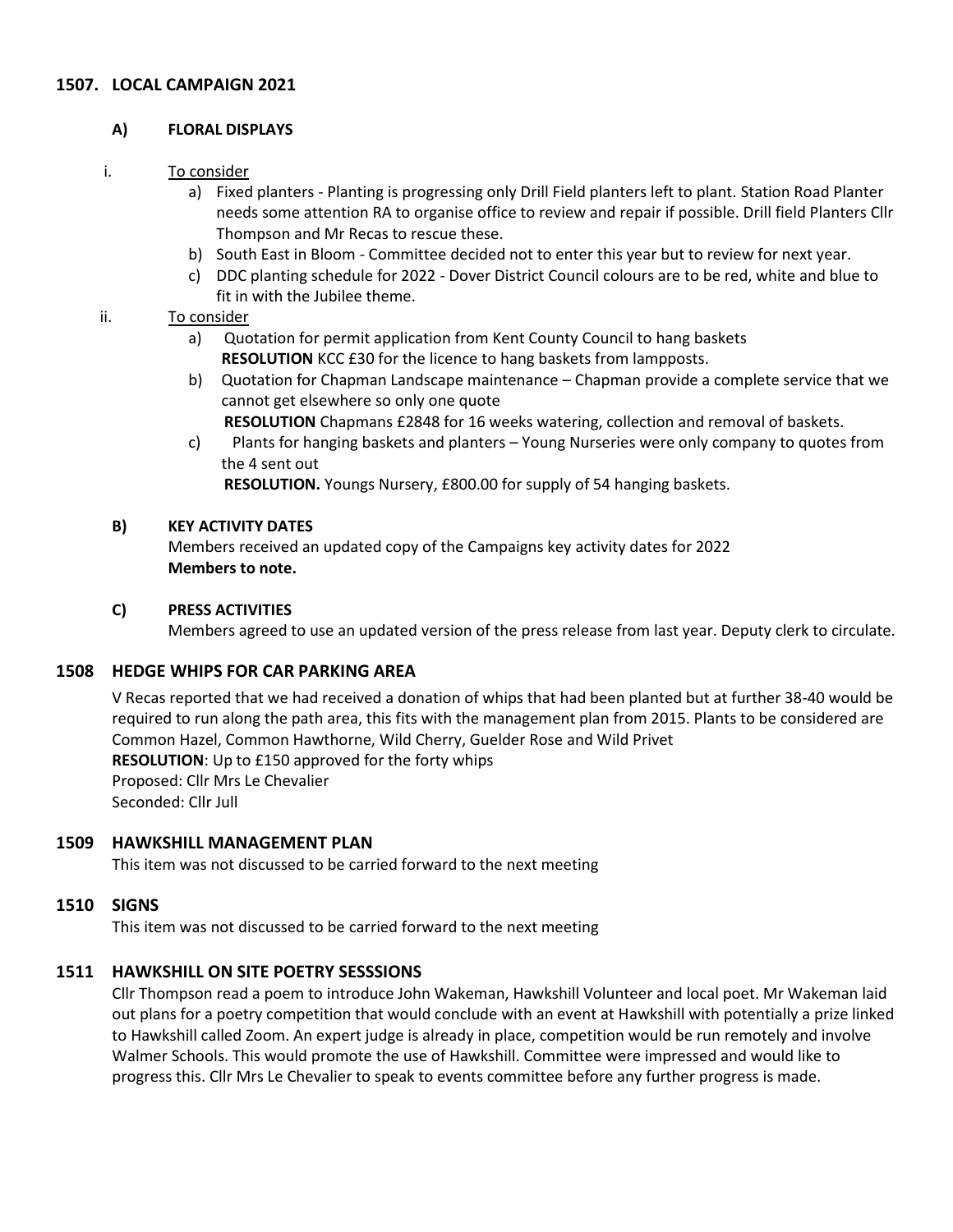## 1507. LOCAL CAMPAIGN 2021

### A) FLORAL DISPLAYS

i. To consider

a) Fixed planters - Planting is progressing only Drill Field planters left to plant. Station Road Planter needs some attention RA to organise office to review and repair if possible. Drill field Planters Cllr Thompson and Mr Recas to rescue these.

b) South East in Bloom - Committee decided not to enter this year but to review for next year.

c) DDC planting schedule for 2022 - Dover District Council colours are to be red, white and blue to fit in with the Jubilee theme.

ii. To consider

a) Quotation for permit application from Kent County Council to hang baskets
**RESOLUTION** KCC £30 for the licence to hang baskets from lampposts.

b) Quotation for Chapman Landscape maintenance – Chapman provide a complete service that we cannot get elsewhere so only one quote
**RESOLUTION** Chapmans £2848 for 16 weeks watering, collection and removal of baskets.

c) Plants for hanging baskets and planters – Young Nurseries were only company to quotes from the 4 sent out
**RESOLUTION.** Youngs Nursery, £800.00 for supply of 54 hanging baskets.

### B) KEY ACTIVITY DATES

Members received an updated copy of the Campaigns key activity dates for 2022
**Members to note.**

### C) PRESS ACTIVITIES

Members agreed to use an updated version of the press release from last year. Deputy clerk to circulate.

## 1508 HEDGE WHIPS FOR CAR PARKING AREA

V Recas reported that we had received a donation of whips that had been planted but at further 38-40 would be required to run along the path area, this fits with the management plan from 2015. Plants to be considered are Common Hazel, Common Hawthorne, Wild Cherry, Guelder Rose and Wild Privet
**RESOLUTION**: Up to £150 approved for the forty whips
Proposed: Cllr Mrs Le Chevalier
Seconded: Cllr Jull

## 1509 HAWKSHILL MANAGEMENT PLAN

This item was not discussed to be carried forward to the next meeting

## 1510 SIGNS

This item was not discussed to be carried forward to the next meeting

## 1511 HAWKSHILL ON SITE POETRY SESSSIONS

Cllr Thompson read a poem to introduce John Wakeman, Hawkshill Volunteer and local poet. Mr Wakeman laid out plans for a poetry competition that would conclude with an event at Hawkshill with potentially a prize linked to Hawkshill called Zoom. An expert judge is already in place, competition would be run remotely and involve Walmer Schools. This would promote the use of Hawkshill. Committee were impressed and would like to progress this. Cllr Mrs Le Chevalier to speak to events committee before any further progress is made.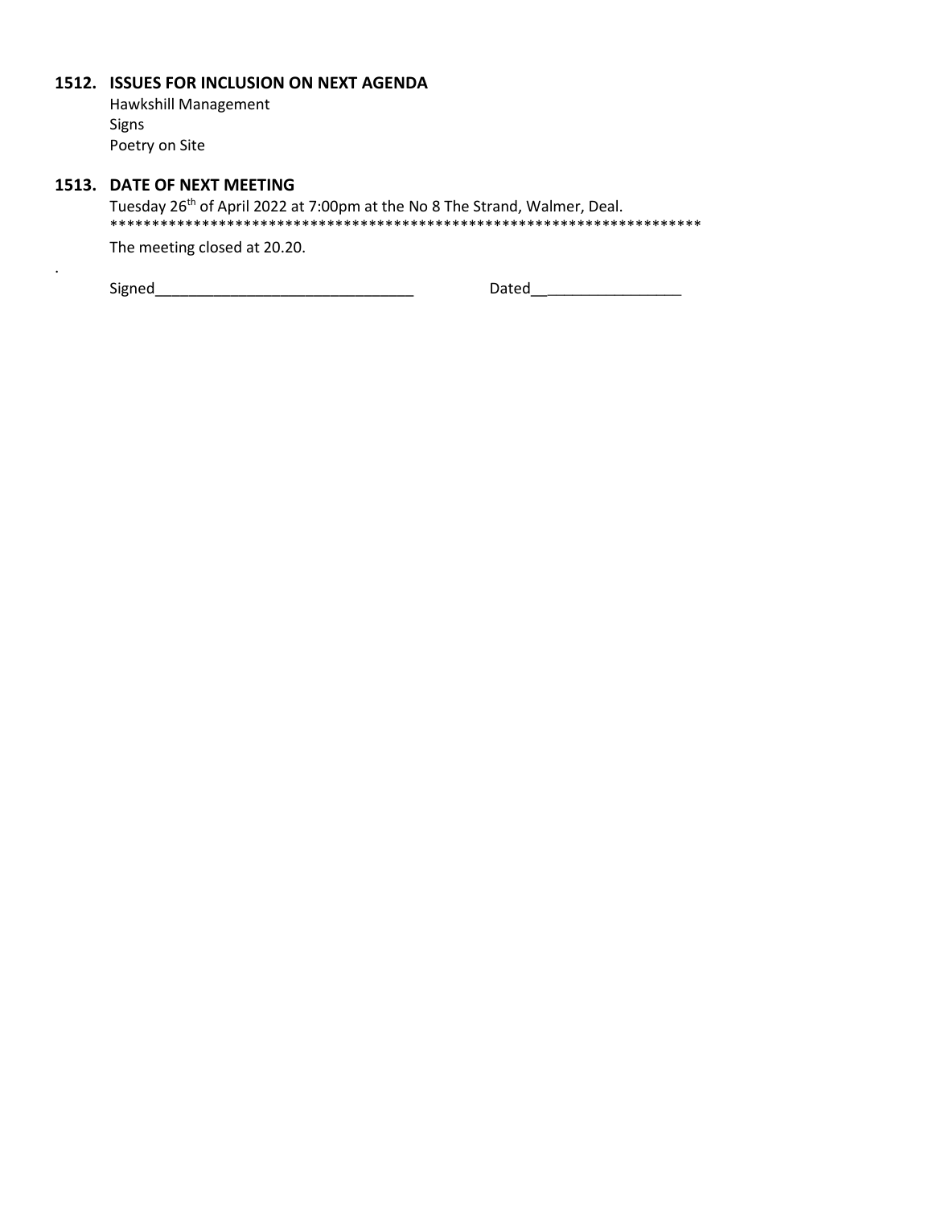## 1512. ISSUES FOR INCLUSION ON NEXT AGENDA

Hawkshill Management
Signs
Poetry on Site

## 1513. DATE OF NEXT MEETING

Tuesday 26th of April 2022 at 7:00pm at the No 8 The Strand, Walmer, Deal.

************************************************************************

The meeting closed at 20.20.

.

Signed_______________________________ Dated__________________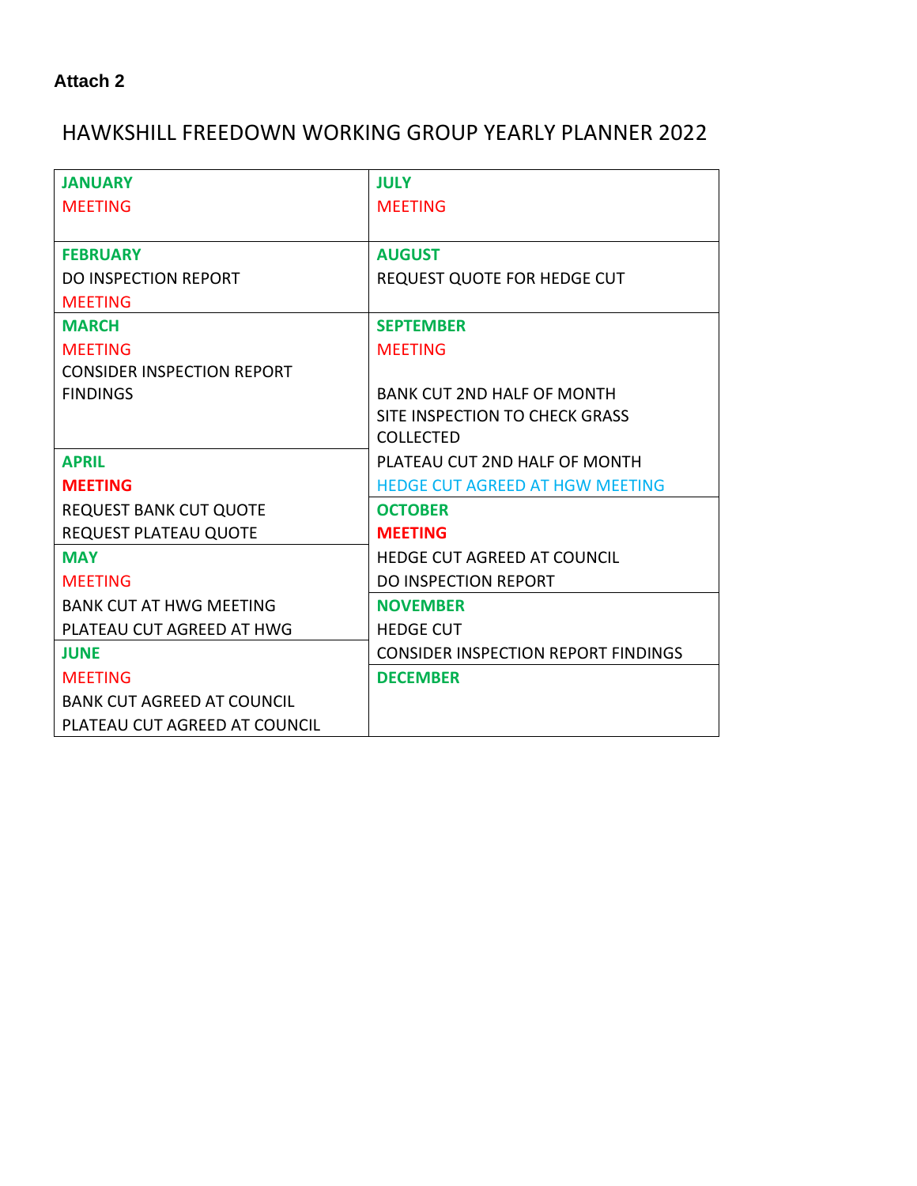**Attach 2**

# HAWKSHILL FREEDOWN WORKING GROUP YEARLY PLANNER 2022

| | |
|---|---|
| **JANUARY**<br>MEETING | **JULY**<br>MEETING |
| **FEBRUARY**<br>DO INSPECTION REPORT<br>MEETING | **AUGUST**<br>REQUEST QUOTE FOR HEDGE CUT |
| **MARCH**<br>MEETING<br>CONSIDER INSPECTION REPORT FINDINGS | **SEPTEMBER**<br>MEETING<br><br>BANK CUT 2ND HALF OF MONTH<br>SITE INSPECTION TO CHECK GRASS COLLECTED<br>PLATEAU CUT 2ND HALF OF MONTH<br>HEDGE CUT AGREED AT HGW MEETING |
| **APRIL**<br>**MEETING**<br>REQUEST BANK CUT QUOTE<br>REQUEST PLATEAU QUOTE | **OCTOBER**<br>**MEETING**<br>HEDGE CUT AGREED AT COUNCIL<br>DO INSPECTION REPORT |
| **MAY**<br>MEETING<br>BANK CUT AT HWG MEETING<br>PLATEAU CUT AGREED AT HWG | **NOVEMBER**<br>HEDGE CUT<br>CONSIDER INSPECTION REPORT FINDINGS |
| **JUNE**<br>MEETING<br>BANK CUT AGREED AT COUNCIL<br>PLATEAU CUT AGREED AT COUNCIL | **DECEMBER** |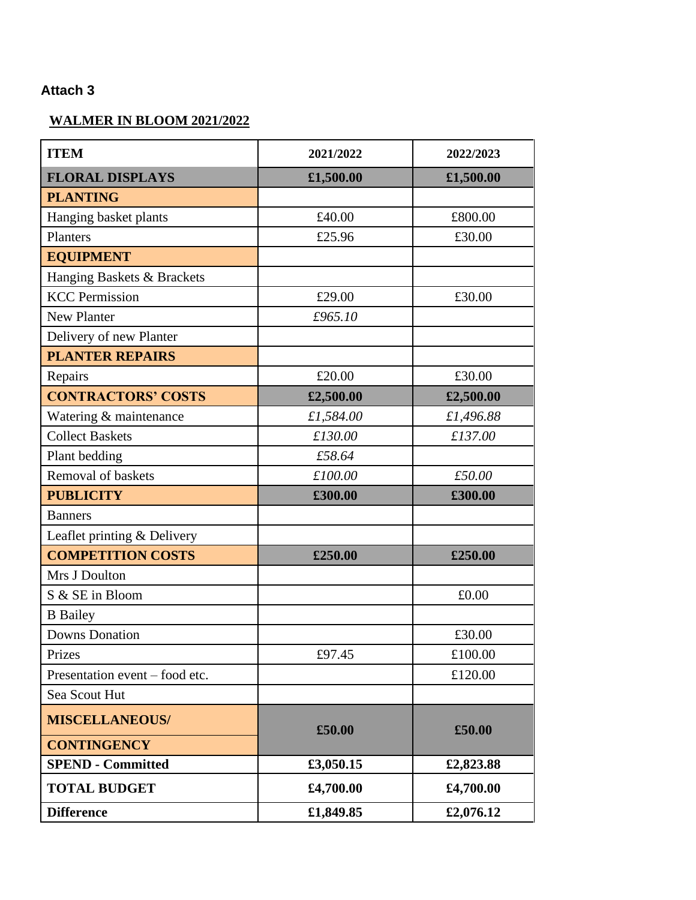**Attach 3**

**WALMER IN BLOOM 2021/2022**

| ITEM | 2021/2022 | 2022/2023 |
|---|---|---|
| **FLORAL DISPLAYS** | **£1,500.00** | **£1,500.00** |
| **PLANTING** | | |
| Hanging basket plants | £40.00 | £800.00 |
| Planters | £25.96 | £30.00 |
| **EQUIPMENT** | | |
| Hanging Baskets & Brackets | | |
| KCC Permission | £29.00 | £30.00 |
| New Planter | *£965.10* | |
| Delivery of new Planter | | |
| **PLANTER REPAIRS** | | |
| Repairs | £20.00 | £30.00 |
| **CONTRACTORS' COSTS** | **£2,500.00** | **£2,500.00** |
| Watering & maintenance | *£1,584.00* | *£1,496.88* |
| Collect Baskets | *£130.00* | *£137.00* |
| Plant bedding | *£58.64* | |
| Removal of baskets | *£100.00* | *£50.00* |
| **PUBLICITY** | **£300.00** | **£300.00** |
| Banners | | |
| Leaflet printing & Delivery | | |
| **COMPETITION COSTS** | **£250.00** | **£250.00** |
| Mrs J Doulton | | |
| S & SE in Bloom | | £0.00 |
| B Bailey | | |
| Downs Donation | | £30.00 |
| Prizes | £97.45 | £100.00 |
| Presentation event – food etc. | | £120.00 |
| Sea Scout Hut | | |
| **MISCELLANEOUS/ CONTINGENCY** | **£50.00** | **£50.00** |
| **SPEND - Committed** | **£3,050.15** | **£2,823.88** |
| **TOTAL BUDGET** | **£4,700.00** | **£4,700.00** |
| **Difference** | **£1,849.85** | **£2,076.12** |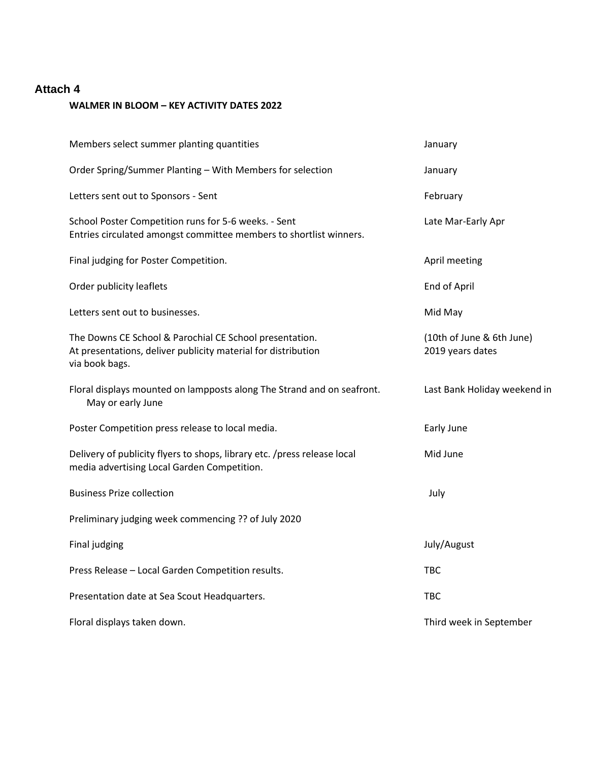**Attach 4**

**WALMER IN BLOOM – KEY ACTIVITY DATES 2022**

| | |
|---|---|
| Members select summer planting quantities | January |
| Order Spring/Summer Planting – With Members for selection | January |
| Letters sent out to Sponsors - Sent | February |
| School Poster Competition runs for 5-6 weeks. - Sent<br>Entries circulated amongst committee members to shortlist winners. | Late Mar-Early Apr |
| Final judging for Poster Competition. | April meeting |
| Order publicity leaflets | End of April |
| Letters sent out to businesses. | Mid May |
| The Downs CE School & Parochial CE School presentation.<br>At presentations, deliver publicity material for distribution via book bags. | (10th of June & 6th June) 2019 years dates |
| Floral displays mounted on lampposts along The Strand and on seafront. | Last Bank Holiday weekend in May or early June |
| Poster Competition press release to local media. | Early June |
| Delivery of publicity flyers to shops, library etc. /press release local media advertising Local Garden Competition. | Mid June |
| Business Prize collection | July |
| Preliminary judging week commencing ?? of July 2020 | |
| Final judging | July/August |
| Press Release – Local Garden Competition results. | TBC |
| Presentation date at Sea Scout Headquarters. | TBC |
| Floral displays taken down. | Third week in September |